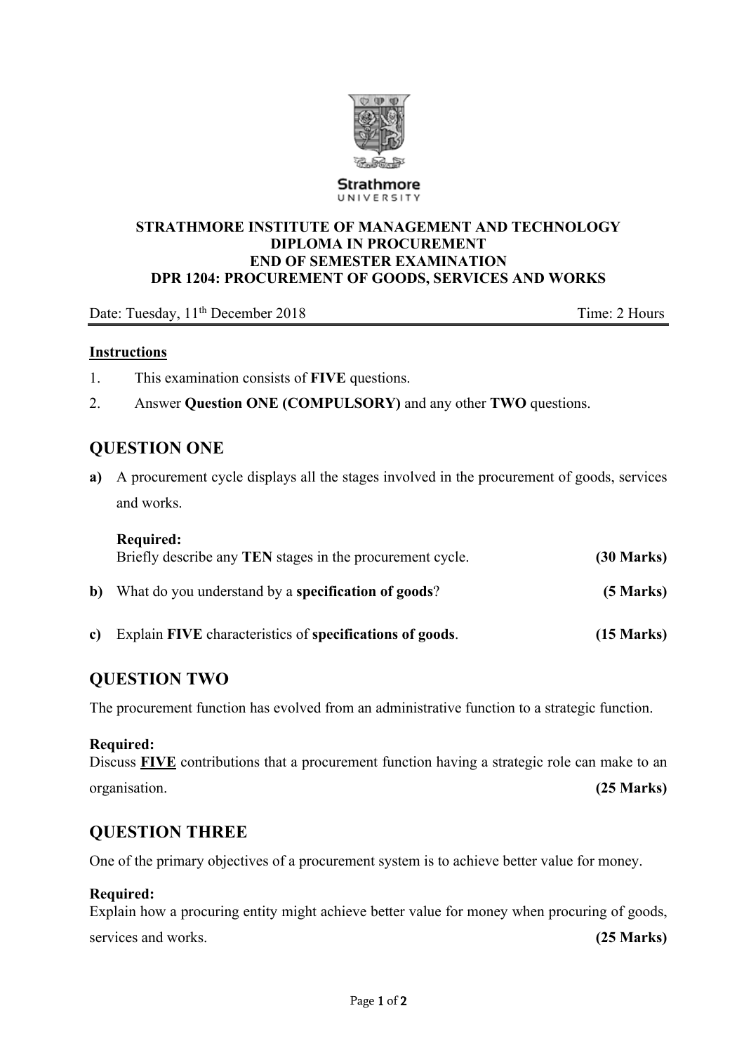Strathmore UNIVERSITY

**STRATHMORE INSTITUTE OF MANAGEMENT AND TECHNOLOGY**
**DIPLOMA IN PROCUREMENT**
**END OF SEMESTER EXAMINATION**
**DPR 1204: PROCUREMENT OF GOODS, SERVICES AND WORKS**

Date: Tuesday, 11th December 2018 Time: 2 Hours

**Instructions**

1. This examination consists of **FIVE** questions.
2. Answer **Question ONE (COMPULSORY)** and any other **TWO** questions.

## QUESTION ONE

**a)** A procurement cycle displays all the stages involved in the procurement of goods, services and works.

**Required:**
Briefly describe any **TEN** stages in the procurement cycle. **(30 Marks)**

**b)** What do you understand by a **specification of goods**? **(5 Marks)**

**c)** Explain **FIVE** characteristics of **specifications of goods**. **(15 Marks)**

## QUESTION TWO

The procurement function has evolved from an administrative function to a strategic function.

**Required:**
Discuss **FIVE** contributions that a procurement function having a strategic role can make to an organisation. **(25 Marks)**

## QUESTION THREE

One of the primary objectives of a procurement system is to achieve better value for money.

**Required:**
Explain how a procuring entity might achieve better value for money when procuring of goods, services and works. **(25 Marks)**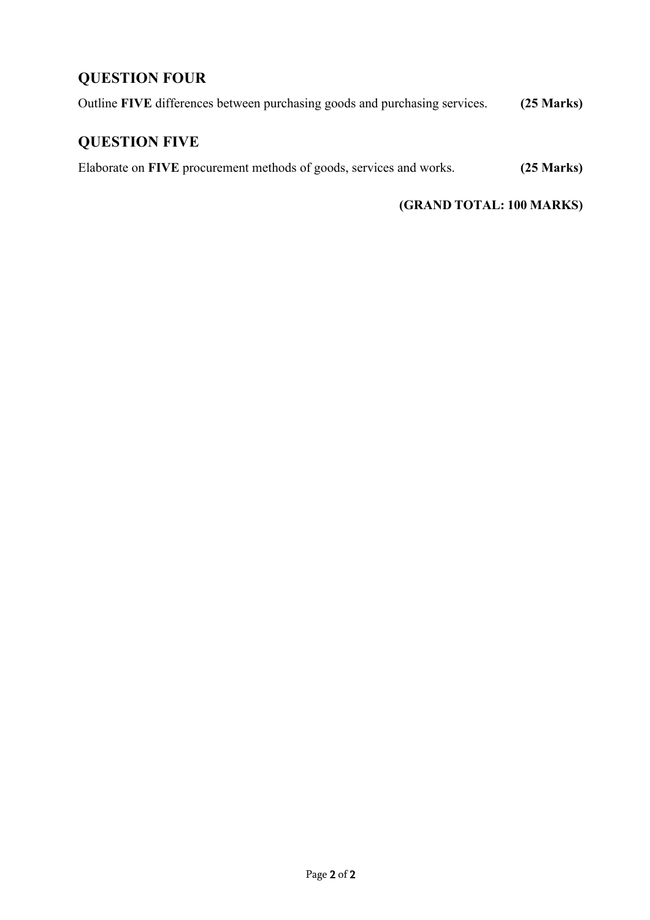## QUESTION FOUR

Outline **FIVE** differences between purchasing goods and purchasing services. **(25 Marks)**

## QUESTION FIVE

Elaborate on **FIVE** procurement methods of goods, services and works. **(25 Marks)**

**(GRAND TOTAL: 100 MARKS)**